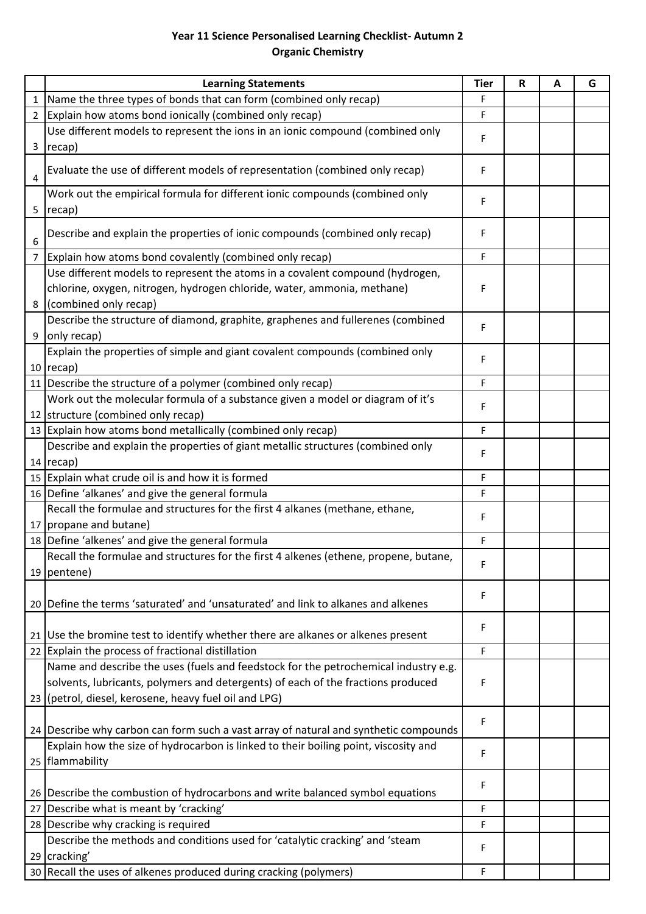**Year 11 Science Personalised Learning Checklist- Autumn 2**
**Organic Chemistry**

| | Learning Statements | Tier | R | A | G |
|---|---|---|---|---|---|
| 1 | Name the three types of bonds that can form (combined only recap) | F | | | |
| 2 | Explain how atoms bond ionically (combined only recap) | F | | | |
| 3 | Use different models to represent the ions in an ionic compound (combined only recap) | F | | | |
| 4 | Evaluate the use of different models of representation (combined only recap) | F | | | |
| 5 | Work out the empirical formula for different ionic compounds (combined only recap) | F | | | |
| 6 | Describe and explain the properties of ionic compounds (combined only recap) | F | | | |
| 7 | Explain how atoms bond covalently (combined only recap) | F | | | |
| 8 | Use different models to represent the atoms in a covalent compound (hydrogen, chlorine, oxygen, nitrogen, hydrogen chloride, water, ammonia, methane) (combined only recap) | F | | | |
| 9 | Describe the structure of diamond, graphite, graphenes and fullerenes (combined only recap) | F | | | |
| 10 | Explain the properties of simple and giant covalent compounds (combined only recap) | F | | | |
| 11 | Describe the structure of a polymer (combined only recap) | F | | | |
| 12 | Work out the molecular formula of a substance given a model or diagram of it's structure (combined only recap) | F | | | |
| 13 | Explain how atoms bond metallically (combined only recap) | F | | | |
| 14 | Describe and explain the properties of giant metallic structures (combined only recap) | F | | | |
| 15 | Explain what crude oil is and how it is formed | F | | | |
| 16 | Define 'alkanes' and give the general formula | F | | | |
| 17 | Recall the formulae and structures for the first 4 alkanes (methane, ethane, propane and butane) | F | | | |
| 18 | Define 'alkenes' and give the general formula | F | | | |
| 19 | Recall the formulae and structures for the first 4 alkenes (ethene, propene, butane, pentene) | F | | | |
| 20 | Define the terms 'saturated' and 'unsaturated' and link to alkanes and alkenes | F | | | |
| 21 | Use the bromine test to identify whether there are alkanes or alkenes present | F | | | |
| 22 | Explain the process of fractional distillation | F | | | |
| 23 | Name and describe the uses (fuels and feedstock for the petrochemical industry e.g. solvents, lubricants, polymers and detergents) of each of the fractions produced (petrol, diesel, kerosene, heavy fuel oil and LPG) | F | | | |
| 24 | Describe why carbon can form such a vast array of natural and synthetic compounds | F | | | |
| 25 | Explain how the size of hydrocarbon is linked to their boiling point, viscosity and flammability | F | | | |
| 26 | Describe the combustion of hydrocarbons and write balanced symbol equations | F | | | |
| 27 | Describe what is meant by 'cracking' | F | | | |
| 28 | Describe why cracking is required | F | | | |
| 29 | Describe the methods and conditions used for 'catalytic cracking' and 'steam cracking' | F | | | |
| 30 | Recall the uses of alkenes produced during cracking (polymers) | F | | | |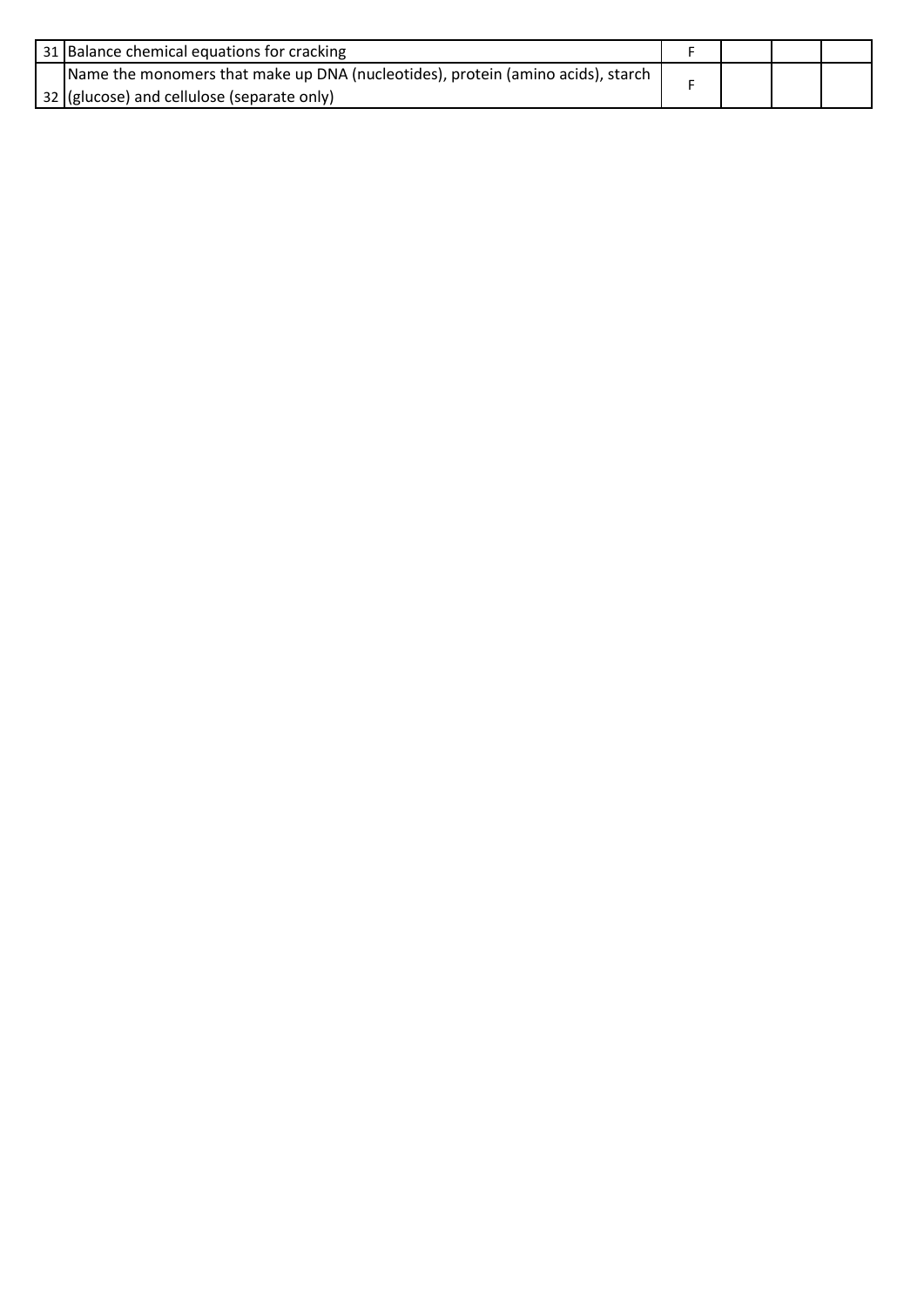| | | | | | |
|---|---|---|---|---|---|
| 31 | Balance chemical equations for cracking | F | | | |
| 32 | Name the monomers that make up DNA (nucleotides), protein (amino acids), starch (glucose) and cellulose (separate only) | F | | | |